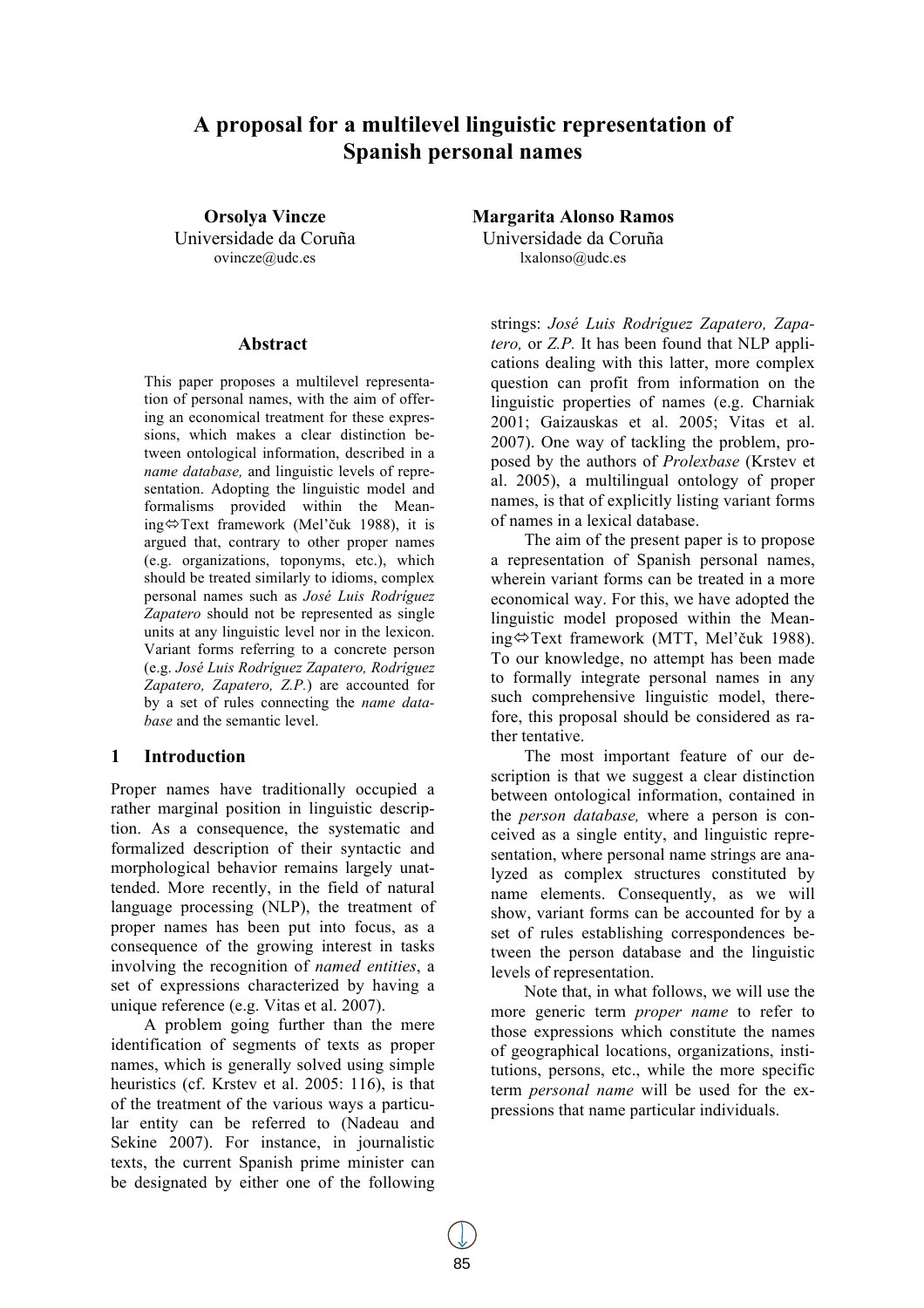# A proposal for a multilevel linguistic representation of Spanish personal names

**Orsolya Vincze**
Universidade da Coruña
ovincze@udc.es

**Margarita Alonso Ramos**
Universidade da Coruña
lxalonso@udc.es

## Abstract

This paper proposes a multilevel representation of personal names, with the aim of offering an economical treatment for these expressions, which makes a clear distinction between ontological information, described in a *name database,* and linguistic levels of representation. Adopting the linguistic model and formalisms provided within the Meaning⇔Text framework (Mel'čuk 1988), it is argued that, contrary to other proper names (e.g. organizations, toponyms, etc.), which should be treated similarly to idioms, complex personal names such as *José Luis Rodríguez Zapatero* should not be represented as single units at any linguistic level nor in the lexicon. Variant forms referring to a concrete person (e.g. *José Luis Rodríguez Zapatero, Rodríguez Zapatero, Zapatero, Z.P.*) are accounted for by a set of rules connecting the *name database* and the semantic level.

## 1 Introduction

Proper names have traditionally occupied a rather marginal position in linguistic description. As a consequence, the systematic and formalized description of their syntactic and morphological behavior remains largely unattended. More recently, in the field of natural language processing (NLP), the treatment of proper names has been put into focus, as a consequence of the growing interest in tasks involving the recognition of *named entities*, a set of expressions characterized by having a unique reference (e.g. Vitas et al. 2007).

A problem going further than the mere identification of segments of texts as proper names, which is generally solved using simple heuristics (cf. Krstev et al. 2005: 116), is that of the treatment of the various ways a particular entity can be referred to (Nadeau and Sekine 2007). For instance, in journalistic texts, the current Spanish prime minister can be designated by either one of the following strings: *José Luis Rodríguez Zapatero, Zapatero,* or *Z.P.* It has been found that NLP applications dealing with this latter, more complex question can profit from information on the linguistic properties of names (e.g. Charniak 2001; Gaizauskas et al. 2005; Vitas et al. 2007). One way of tackling the problem, proposed by the authors of *Prolexbase* (Krstev et al. 2005), a multilingual ontology of proper names, is that of explicitly listing variant forms of names in a lexical database.

The aim of the present paper is to propose a representation of Spanish personal names, wherein variant forms can be treated in a more economical way. For this, we have adopted the linguistic model proposed within the Meaning⇔Text framework (MTT, Mel'čuk 1988). To our knowledge, no attempt has been made to formally integrate personal names in any such comprehensive linguistic model, therefore, this proposal should be considered as rather tentative.

The most important feature of our description is that we suggest a clear distinction between ontological information, contained in the *person database,* where a person is conceived as a single entity, and linguistic representation, where personal name strings are analyzed as complex structures constituted by name elements. Consequently, as we will show, variant forms can be accounted for by a set of rules establishing correspondences between the person database and the linguistic levels of representation.

Note that, in what follows, we will use the more generic term *proper name* to refer to those expressions which constitute the names of geographical locations, organizations, institutions, persons, etc., while the more specific term *personal name* will be used for the expressions that name particular individuals.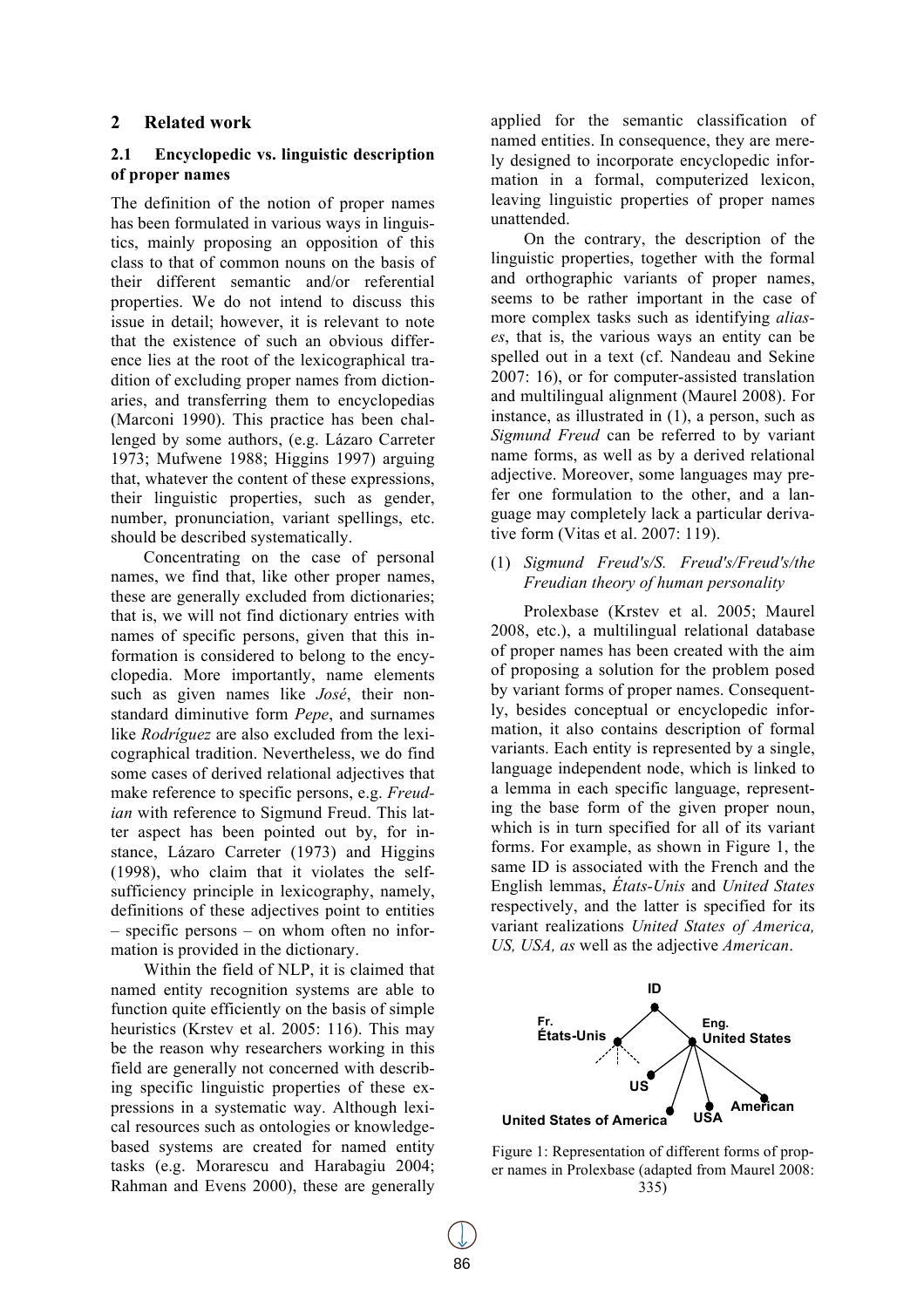## 2 Related work

### 2.1 Encyclopedic vs. linguistic description of proper names

The definition of the notion of proper names has been formulated in various ways in linguistics, mainly proposing an opposition of this class to that of common nouns on the basis of their different semantic and/or referential properties. We do not intend to discuss this issue in detail; however, it is relevant to note that the existence of such an obvious difference lies at the root of the lexicographical tradition of excluding proper names from dictionaries, and transferring them to encyclopedias (Marconi 1990). This practice has been challenged by some authors, (e.g. Lázaro Carreter 1973; Mufwene 1988; Higgins 1997) arguing that, whatever the content of these expressions, their linguistic properties, such as gender, number, pronunciation, variant spellings, etc. should be described systematically.

Concentrating on the case of personal names, we find that, like other proper names, these are generally excluded from dictionaries; that is, we will not find dictionary entries with names of specific persons, given that this information is considered to belong to the encyclopedia. More importantly, name elements such as given names like *José*, their non-standard diminutive form *Pepe*, and surnames like *Rodríguez* are also excluded from the lexicographical tradition. Nevertheless, we do find some cases of derived relational adjectives that make reference to specific persons, e.g. *Freudian* with reference to Sigmund Freud. This latter aspect has been pointed out by, for instance, Lázaro Carreter (1973) and Higgins (1998), who claim that it violates the self-sufficiency principle in lexicography, namely, definitions of these adjectives point to entities – specific persons – on whom often no information is provided in the dictionary.

Within the field of NLP, it is claimed that named entity recognition systems are able to function quite efficiently on the basis of simple heuristics (Krstev et al. 2005: 116). This may be the reason why researchers working in this field are generally not concerned with describing specific linguistic properties of these expressions in a systematic way. Although lexical resources such as ontologies or knowledge-based systems are created for named entity tasks (e.g. Morarescu and Harabagiu 2004; Rahman and Evens 2000), these are generally applied for the semantic classification of named entities. In consequence, they are merely designed to incorporate encyclopedic information in a formal, computerized lexicon, leaving linguistic properties of proper names unattended.

On the contrary, the description of the linguistic properties, together with the formal and orthographic variants of proper names, seems to be rather important in the case of more complex tasks such as identifying *aliases*, that is, the various ways an entity can be spelled out in a text (cf. Nandeau and Sekine 2007: 16), or for computer-assisted translation and multilingual alignment (Maurel 2008). For instance, as illustrated in (1), a person, such as *Sigmund Freud* can be referred to by variant name forms, as well as by a derived relational adjective. Moreover, some languages may prefer one formulation to the other, and a language may completely lack a particular derivative form (Vitas et al. 2007: 119).

(1) *Sigmund Freud's/S. Freud's/Freud's/the Freudian theory of human personality*

Prolexbase (Krstev et al. 2005; Maurel 2008, etc.), a multilingual relational database of proper names has been created with the aim of proposing a solution for the problem posed by variant forms of proper names. Consequently, besides conceptual or encyclopedic information, it also contains description of formal variants. Each entity is represented by a single, language independent node, which is linked to a lemma in each specific language, representing the base form of the given proper noun, which is in turn specified for all of its variant forms. For example, as shown in Figure 1, the same ID is associated with the French and the English lemmas, *États-Unis* and *United States* respectively, and the latter is specified for its variant realizations *United States of America, US, USA, as* well as the adjective *American*.

Figure 1: Representation of different forms of proper names in Prolexbase (adapted from Maurel 2008: 335)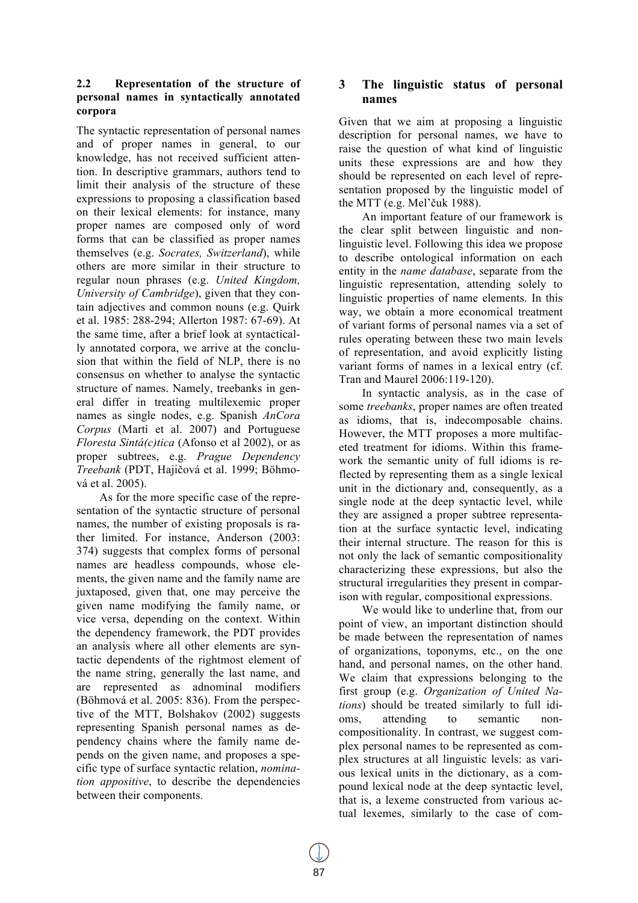### 2.2 Representation of the structure of personal names in syntactically annotated corpora

The syntactic representation of personal names and of proper names in general, to our knowledge, has not received sufficient attention. In descriptive grammars, authors tend to limit their analysis of the structure of these expressions to proposing a classification based on their lexical elements: for instance, many proper names are composed only of word forms that can be classified as proper names themselves (e.g. *Socrates, Switzerland*), while others are more similar in their structure to regular noun phrases (e.g. *United Kingdom, University of Cambridge*), given that they contain adjectives and common nouns (e.g. Quirk et al. 1985: 288-294; Allerton 1987: 67-69). At the same time, after a brief look at syntactically annotated corpora, we arrive at the conclusion that within the field of NLP, there is no consensus on whether to analyse the syntactic structure of names. Namely, treebanks in general differ in treating multilexemic proper names as single nodes, e.g. Spanish *AnCora Corpus* (Martí et al. 2007) and Portuguese *Floresta Sintá(c)tica* (Afonso et al 2002), or as proper subtrees, e.g. *Prague Dependency Treebank* (PDT, Hajičová et al. 1999; Böhmová et al. 2005).

As for the more specific case of the representation of the syntactic structure of personal names, the number of existing proposals is rather limited. For instance, Anderson (2003: 374) suggests that complex forms of personal names are headless compounds, whose elements, the given name and the family name are juxtaposed, given that, one may perceive the given name modifying the family name, or vice versa, depending on the context. Within the dependency framework, the PDT provides an analysis where all other elements are syntactic dependents of the rightmost element of the name string, generally the last name, and are represented as adnominal modifiers (Böhmová et al. 2005: 836). From the perspective of the MTT, Bolshakov (2002) suggests representing Spanish personal names as dependency chains where the family name depends on the given name, and proposes a specific type of surface syntactic relation, *nomination appositive*, to describe the dependencies between their components.

## 3 The linguistic status of personal names

Given that we aim at proposing a linguistic description for personal names, we have to raise the question of what kind of linguistic units these expressions are and how they should be represented on each level of representation proposed by the linguistic model of the MTT (e.g. Mel'čuk 1988).

An important feature of our framework is the clear split between linguistic and non-linguistic level. Following this idea we propose to describe ontological information on each entity in the *name database*, separate from the linguistic representation, attending solely to linguistic properties of name elements. In this way, we obtain a more economical treatment of variant forms of personal names via a set of rules operating between these two main levels of representation, and avoid explicitly listing variant forms of names in a lexical entry (cf. Tran and Maurel 2006:119-120).

In syntactic analysis, as in the case of some *treebanks*, proper names are often treated as idioms, that is, indecomposable chains. However, the MTT proposes a more multifaceted treatment for idioms. Within this framework the semantic unity of full idioms is reflected by representing them as a single lexical unit in the dictionary and, consequently, as a single node at the deep syntactic level, while they are assigned a proper subtree representation at the surface syntactic level, indicating their internal structure. The reason for this is not only the lack of semantic compositionality characterizing these expressions, but also the structural irregularities they present in comparison with regular, compositional expressions.

We would like to underline that, from our point of view, an important distinction should be made between the representation of names of organizations, toponyms, etc., on the one hand, and personal names, on the other hand. We claim that expressions belonging to the first group (e.g. *Organization of United Nations*) should be treated similarly to full idioms, attending to semantic non-compositionality. In contrast, we suggest complex personal names to be represented as complex structures at all linguistic levels: as various lexical units in the dictionary, as a compound lexical node at the deep syntactic level, that is, a lexeme constructed from various actual lexemes, similarly to the case of com-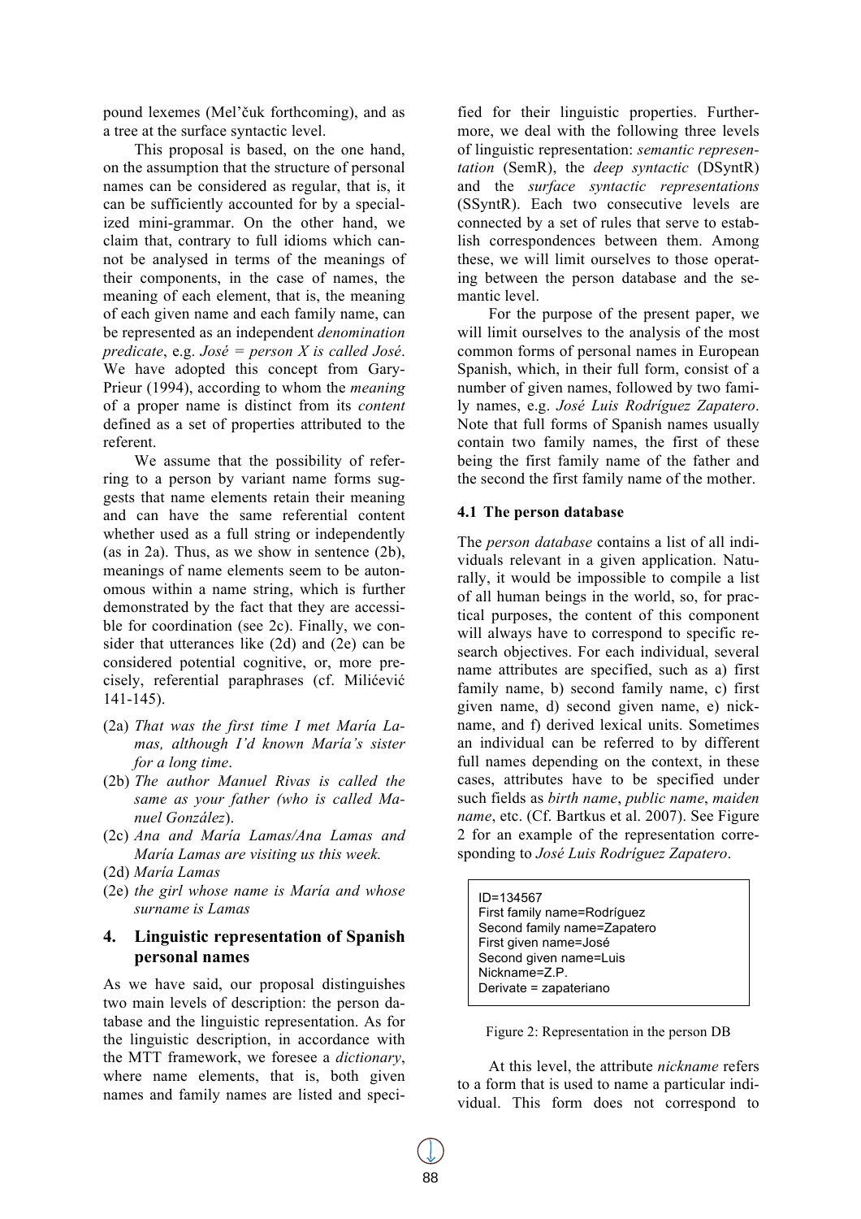pound lexemes (Mel'čuk forthcoming), and as a tree at the surface syntactic level.

This proposal is based, on the one hand, on the assumption that the structure of personal names can be considered as regular, that is, it can be sufficiently accounted for by a specialized mini-grammar. On the other hand, we claim that, contrary to full idioms which cannot be analysed in terms of the meanings of their components, in the case of names, the meaning of each element, that is, the meaning of each given name and each family name, can be represented as an independent *denomination predicate*, e.g. *José = person X is called José*. We have adopted this concept from Gary-Prieur (1994), according to whom the *meaning* of a proper name is distinct from its *content* defined as a set of properties attributed to the referent.

We assume that the possibility of referring to a person by variant name forms suggests that name elements retain their meaning and can have the same referential content whether used as a full string or independently (as in 2a). Thus, as we show in sentence (2b), meanings of name elements seem to be autonomous within a name string, which is further demonstrated by the fact that they are accessible for coordination (see 2c). Finally, we consider that utterances like (2d) and (2e) can be considered potential cognitive, or, more precisely, referential paraphrases (cf. Milićević 141-145).

- (2a) *That was the first time I met María Lamas, although I'd known María's sister for a long time*.
- (2b) *The author Manuel Rivas is called the same as your father (who is called Manuel González*).
- (2c) *Ana and María Lamas/Ana Lamas and María Lamas are visiting us this week.*
- (2d) *María Lamas*
- (2e) *the girl whose name is María and whose surname is Lamas*

## 4. Linguistic representation of Spanish personal names

As we have said, our proposal distinguishes two main levels of description: the person database and the linguistic representation. As for the linguistic description, in accordance with the MTT framework, we foresee a *dictionary*, where name elements, that is, both given names and family names are listed and specified for their linguistic properties. Furthermore, we deal with the following three levels of linguistic representation: *semantic representation* (SemR), the *deep syntactic* (DSyntR) and the *surface syntactic representations* (SSyntR). Each two consecutive levels are connected by a set of rules that serve to establish correspondences between them. Among these, we will limit ourselves to those operating between the person database and the semantic level.

For the purpose of the present paper, we will limit ourselves to the analysis of the most common forms of personal names in European Spanish, which, in their full form, consist of a number of given names, followed by two family names, e.g. *José Luis Rodríguez Zapatero*. Note that full forms of Spanish names usually contain two family names, the first of these being the first family name of the father and the second the first family name of the mother.

### 4.1 The person database

The *person database* contains a list of all individuals relevant in a given application. Naturally, it would be impossible to compile a list of all human beings in the world, so, for practical purposes, the content of this component will always have to correspond to specific research objectives. For each individual, several name attributes are specified, such as a) first family name, b) second family name, c) first given name, d) second given name, e) nickname, and f) derived lexical units. Sometimes an individual can be referred to by different full names depending on the context, in these cases, attributes have to be specified under such fields as *birth name*, *public name*, *maiden name*, etc. (Cf. Bartkus et al. 2007). See Figure 2 for an example of the representation corresponding to *José Luis Rodríguez Zapatero*.

```
ID=134567
First family name=Rodríguez
Second family name=Zapatero
First given name=José
Second given name=Luis
Nickname=Z.P.
Derivate = zapateriano
```

Figure 2: Representation in the person DB

At this level, the attribute *nickname* refers to a form that is used to name a particular individual. This form does not correspond to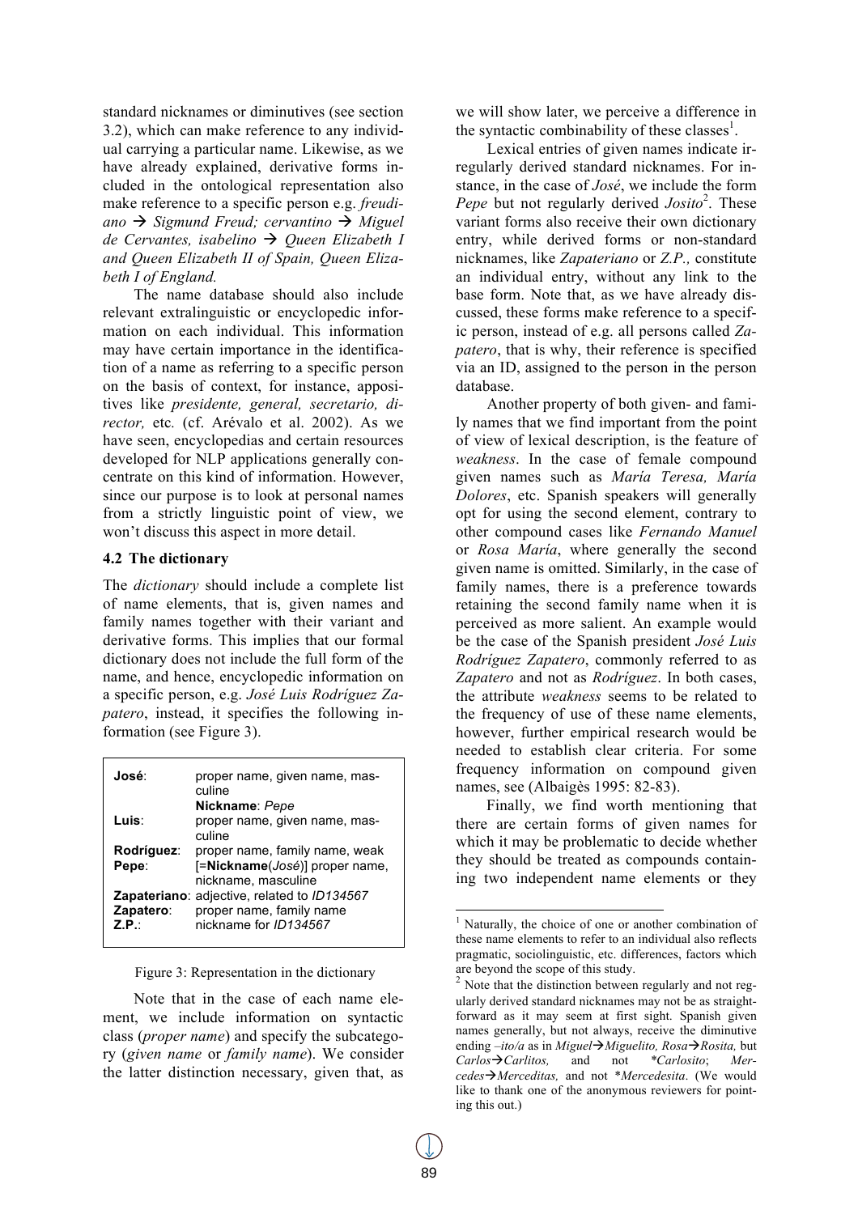standard nicknames or diminutives (see section 3.2), which can make reference to any individual carrying a particular name. Likewise, as we have already explained, derivative forms included in the ontological representation also make reference to a specific person e.g. *freudiano* → *Sigmund Freud; cervantino* → *Miguel de Cervantes, isabelino* → *Queen Elizabeth I and Queen Elizabeth II of Spain, Queen Elizabeth I of England.*

The name database should also include relevant extralinguistic or encyclopedic information on each individual. This information may have certain importance in the identification of a name as referring to a specific person on the basis of context, for instance, appositives like *presidente, general, secretario, director,* etc. (cf. Arévalo et al. 2002). As we have seen, encyclopedias and certain resources developed for NLP applications generally concentrate on this kind of information. However, since our purpose is to look at personal names from a strictly linguistic point of view, we won't discuss this aspect in more detail.

### 4.2 The dictionary

The *dictionary* should include a complete list of name elements, that is, given names and family names together with their variant and derivative forms. This implies that our formal dictionary does not include the full form of the name, and hence, encyclopedic information on a specific person, e.g. *José Luis Rodríguez Zapatero*, instead, it specifies the following information (see Figure 3).

| | |
|---|---|
| **José**: | proper name, given name, masculine **Nickname**: *Pepe* |
| **Luis**: | proper name, given name, masculine |
| **Rodríguez**: | proper name, family name, weak |
| **Pepe**: | [=**Nickname**(*José*)] proper name, nickname, masculine |
| **Zapateriano**: | adjective, related to *ID134567* |
| **Zapatero**: | proper name, family name |
| **Z.P.**: | nickname for *ID134567* |

Figure 3: Representation in the dictionary

Note that in the case of each name element, we include information on syntactic class (*proper name*) and specify the subcategory (*given name* or *family name*). We consider the latter distinction necessary, given that, as we will show later, we perceive a difference in the syntactic combinability of these classes[1].

Lexical entries of given names indicate irregularly derived standard nicknames. For instance, in the case of *José*, we include the form *Pepe* but not regularly derived *Josito*[2]. These variant forms also receive their own dictionary entry, while derived forms or non-standard nicknames, like *Zapateriano* or *Z.P.,* constitute an individual entry, without any link to the base form. Note that, as we have already discussed, these forms make reference to a specific person, instead of e.g. all persons called *Zapatero*, that is why, their reference is specified via an ID, assigned to the person in the person database.

Another property of both given- and family names that we find important from the point of view of lexical description, is the feature of *weakness*. In the case of female compound given names such as *María Teresa, María Dolores*, etc. Spanish speakers will generally opt for using the second element, contrary to other compound cases like *Fernando Manuel* or *Rosa María*, where generally the second given name is omitted. Similarly, in the case of family names, there is a preference towards retaining the second family name when it is perceived as more salient. An example would be the case of the Spanish president *José Luis Rodríguez Zapatero*, commonly referred to as *Zapatero* and not as *Rodríguez*. In both cases, the attribute *weakness* seems to be related to the frequency of use of these name elements, however, further empirical research would be needed to establish clear criteria. For some frequency information on compound given names, see (Albaigès 1995: 82-83).

Finally, we find worth mentioning that there are certain forms of given names for which it may be problematic to decide whether they should be treated as compounds containing two independent name elements or they

---

[1] Naturally, the choice of one or another combination of these name elements to refer to an individual also reflects pragmatic, sociolinguistic, etc. differences, factors which are beyond the scope of this study.

[2] Note that the distinction between regularly and not regularly derived standard nicknames may not be as straightforward as it may seem at first sight. Spanish given names generally, but not always, receive the diminutive ending *–ito/a* as in *Miguel*→*Miguelito, Rosa*→*Rosita,* but *Carlos*→*Carlitos,* and not *\*Carlosito*; *Mercedes*→*Merceditas,* and not *\*Mercedesita*. (We would like to thank one of the anonymous reviewers for pointing this out.)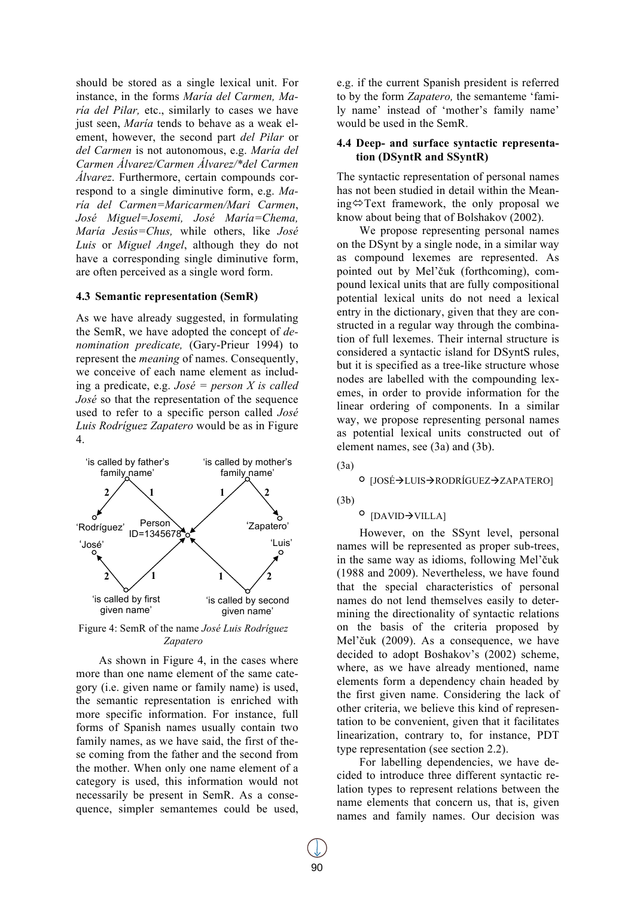should be stored as a single lexical unit. For instance, in the forms *María del Carmen, María del Pilar,* etc., similarly to cases we have just seen, *María* tends to behave as a weak element, however, the second part *del Pilar* or *del Carmen* is not autonomous, e.g. *María del Carmen Álvarez/Carmen Álvarez/*del Carmen Álvarez*. Furthermore, certain compounds correspond to a single diminutive form, e.g. *María del Carmen=Maricarmen/Mari Carmen*, *José Miguel=Josemi, José María=Chema, María Jesús=Chus,* while others, like *José Luis* or *Miguel Angel*, although they do not have a corresponding single diminutive form, are often perceived as a single word form.

### 4.3 Semantic representation (SemR)

As we have already suggested, in formulating the SemR, we have adopted the concept of *denomination predicate,* (Gary-Prieur 1994) to represent the *meaning* of names. Consequently, we conceive of each name element as including a predicate, e.g. *José = person X is called José* so that the representation of the sequence used to refer to a specific person called *José Luis Rodríguez Zapatero* would be as in Figure 4.

'is called by father's family name' — 2 → 'Rodríguez'; 1 → Person ID=1345678
'is called by mother's family name' — 1 → Person ID=1345678; 2 → 'Zapatero'
'is called by first given name' — 2 → 'José'; 1 → Person ID=1345678
'is called by second given name' — 1 → Person ID=1345678; 2 → 'Luis'

Figure 4: SemR of the name *José Luis Rodríguez Zapatero*

As shown in Figure 4, in the cases where more than one name element of the same category (i.e. given name or family name) is used, the semantic representation is enriched with more specific information. For instance, full forms of Spanish names usually contain two family names, as we have said, the first of these coming from the father and the second from the mother. When only one name element of a category is used, this information would not necessarily be present in SemR. As a consequence, simpler semantemes could be used, e.g. if the current Spanish president is referred to by the form *Zapatero,* the semanteme 'family name' instead of 'mother's family name' would be used in the SemR.

### 4.4 Deep- and surface syntactic representation (DSyntR and SSyntR)

The syntactic representation of personal names has not been studied in detail within the Meaning⇔Text framework, the only proposal we know about being that of Bolshakov (2002).

We propose representing personal names on the DSynt by a single node, in a similar way as compound lexemes are represented. As pointed out by Mel'čuk (forthcoming), compound lexical units that are fully compositional potential lexical units do not need a lexical entry in the dictionary, given that they are constructed in a regular way through the combination of full lexemes. Their internal structure is considered a syntactic island for DSyntS rules, but it is specified as a tree-like structure whose nodes are labelled with the compounding lexemes, in order to provide information for the linear ordering of components. In a similar way, we propose representing personal names as potential lexical units constructed out of element names, see (3a) and (3b).

(3a)

○ [JOSÉ→LUIS→RODRÍGUEZ→ZAPATERO]

(3b)

○ [DAVID→VILLA]

However, on the SSynt level, personal names will be represented as proper sub-trees, in the same way as idioms, following Mel'čuk (1988 and 2009). Nevertheless, we have found that the special characteristics of personal names do not lend themselves easily to determining the directionality of syntactic relations on the basis of the criteria proposed by Mel'čuk (2009). As a consequence, we have decided to adopt Boshakov's (2002) scheme, where, as we have already mentioned, name elements form a dependency chain headed by the first given name. Considering the lack of other criteria, we believe this kind of representation to be convenient, given that it facilitates linearization, contrary to, for instance, PDT type representation (see section 2.2).

For labelling dependencies, we have decided to introduce three different syntactic relation types to represent relations between the name elements that concern us, that is, given names and family names. Our decision was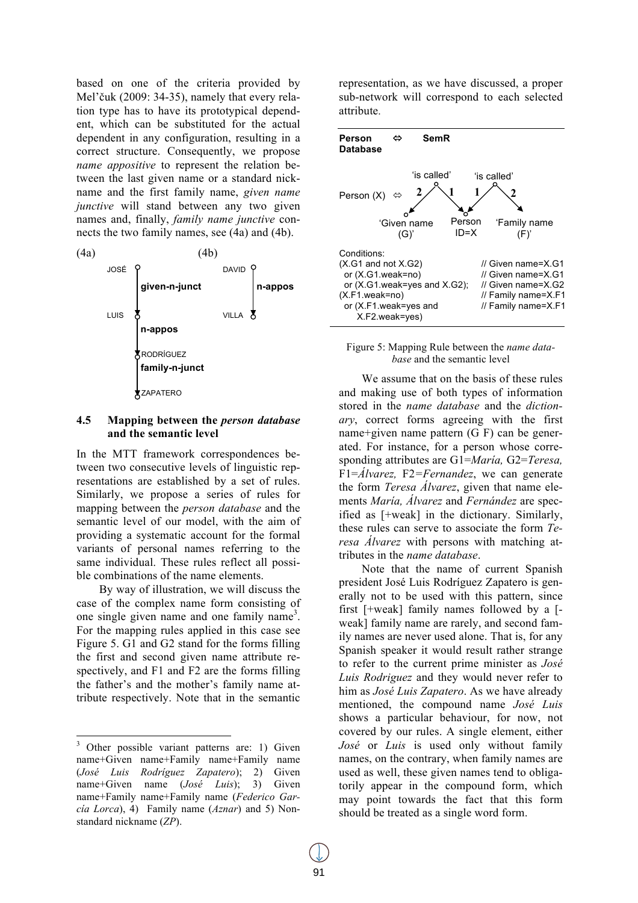based on one of the criteria provided by Mel'čuk (2009: 34-35), namely that every relation type has to have its prototypical dependent, which can be substituted for the actual dependent in any configuration, resulting in a correct structure. Consequently, we propose *name appositive* to represent the relation between the last given name or a standard nickname and the first family name, *given name junctive* will stand between any two given names and, finally, *family name junctive* connects the two family names, see (4a) and (4b).

(4a)

```
JOSÉ
  | given-n-junct
LUIS
  | n-appos
RODRÍGUEZ
  | family-n-junct
ZAPATERO
```

(4b)

```
DAVID
  | n-appos
VILLA
```

### 4.5 Mapping between the *person database* and the semantic level

In the MTT framework correspondences between two consecutive levels of linguistic representations are established by a set of rules. Similarly, we propose a series of rules for mapping between the *person database* and the semantic level of our model, with the aim of providing a systematic account for the formal variants of personal names referring to the same individual. These rules reflect all possible combinations of the name elements.

By way of illustration, we will discuss the case of the complex name form consisting of one single given name and one family name[3]. For the mapping rules applied in this case see Figure 5. G1 and G2 stand for the forms filling the first and second given name attribute respectively, and F1 and F2 are the forms filling the father's and the mother's family name attribute respectively. Note that in the semantic representation, as we have discussed, a proper sub-network will correspond to each selected attribute.

**Person Database** ⇔ **SemR**

Person (X) ⇔ 'is called' —2→ 'Given name (G)', 'is called' —1→ Person ID=X; 'is called' —1→ Person ID=X, 'is called' —2→ 'Family name (F)'

| Conditions: | |
|---|---|
| (X.G1 and not X.G2) | // Given name=X.G1 |
| or (X.G1.weak=no) | // Given name=X.G1 |
| or (X.G1.weak=yes and X.G2); | // Given name=X.G2 |
| (X.F1.weak=no) | // Family name=X.F1 |
| or (X.F1.weak=yes and X.F2.weak=yes) | // Family name=X.F1 |

Figure 5: Mapping Rule between the *name database* and the semantic level

We assume that on the basis of these rules and making use of both types of information stored in the *name database* and the *dictionary*, correct forms agreeing with the first name+given name pattern (G F) can be generated. For instance, for a person whose corresponding attributes are G1=*María,* G2=*Teresa,* F1=*Álvarez,* F2=*Fernandez*, we can generate the form *Teresa Álvarez*, given that name elements *María, Álvarez* and *Fernández* are specified as [+weak] in the dictionary. Similarly, these rules can serve to associate the form *Teresa Álvarez* with persons with matching attributes in the *name database*.

Note that the name of current Spanish president José Luis Rodríguez Zapatero is generally not to be used with this pattern, since first [+weak] family names followed by a [-weak] family name are rarely, and second family names are never used alone. That is, for any Spanish speaker it would result rather strange to refer to the current prime minister as *José Luis Rodriguez* and they would never refer to him as *José Luis Zapatero*. As we have already mentioned, the compound name *José Luis* shows a particular behaviour, for now, not covered by our rules. A single element, either *José* or *Luis* is used only without family names, on the contrary, when family names are used as well, these given names tend to obligatorily appear in the compound form, which may point towards the fact that this form should be treated as a single word form.

---

[3] Other possible variant patterns are: 1) Given name+Given name+Family name+Family name (*José Luis Rodríguez Zapatero*); 2) Given name+Given name (*José Luis*); 3) Given name+Family name+Family name (*Federico García Lorca*), 4) Family name (*Aznar*) and 5) Non-standard nickname (*ZP*).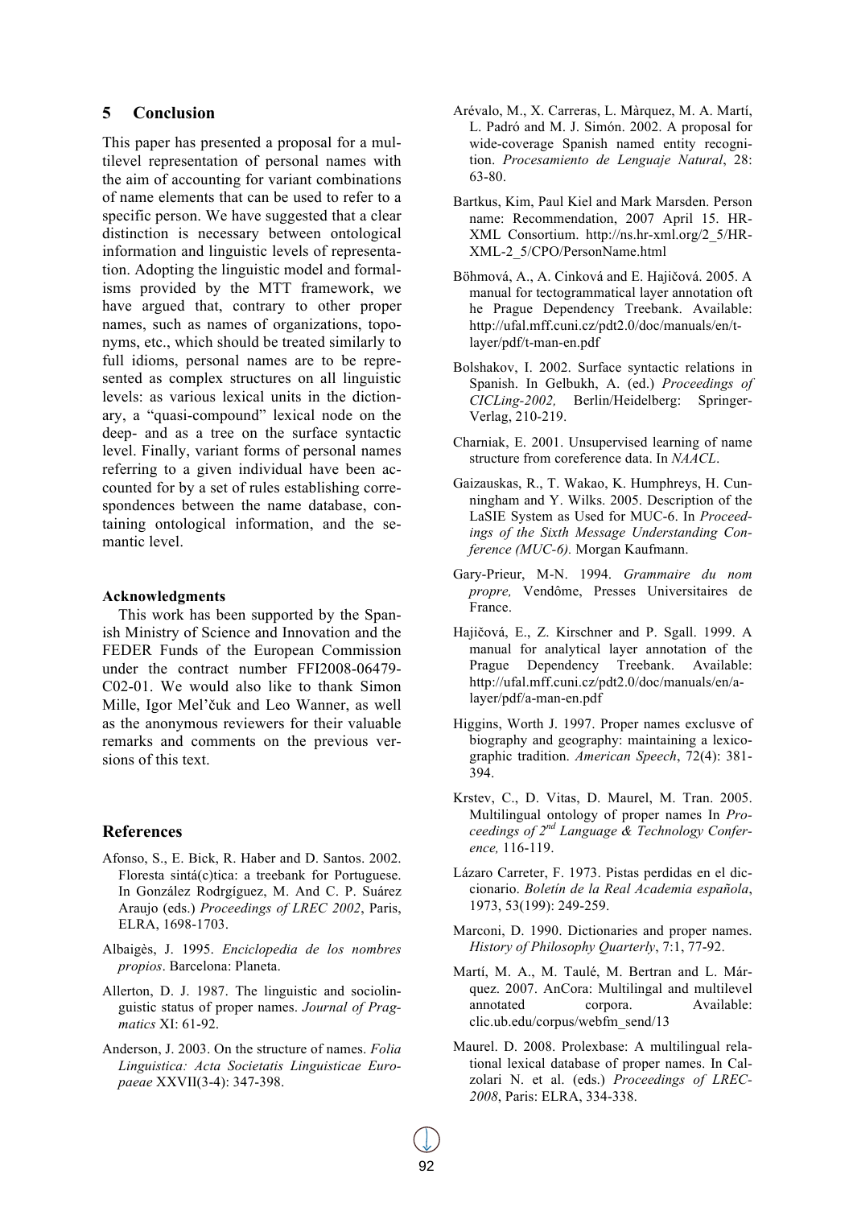## 5 Conclusion

This paper has presented a proposal for a multilevel representation of personal names with the aim of accounting for variant combinations of name elements that can be used to refer to a specific person. We have suggested that a clear distinction is necessary between ontological information and linguistic levels of representation. Adopting the linguistic model and formalisms provided by the MTT framework, we have argued that, contrary to other proper names, such as names of organizations, toponyms, etc., which should be treated similarly to full idioms, personal names are to be represented as complex structures on all linguistic levels: as various lexical units in the dictionary, a "quasi-compound" lexical node on the deep- and as a tree on the surface syntactic level. Finally, variant forms of personal names referring to a given individual have been accounted for by a set of rules establishing correspondences between the name database, containing ontological information, and the semantic level.

### Acknowledgments

This work has been supported by the Spanish Ministry of Science and Innovation and the FEDER Funds of the European Commission under the contract number FFI2008-06479-C02-01. We would also like to thank Simon Mille, Igor Mel'čuk and Leo Wanner, as well as the anonymous reviewers for their valuable remarks and comments on the previous versions of this text.

## References

Afonso, S., E. Bick, R. Haber and D. Santos. 2002. Floresta sintá(c)tica: a treebank for Portuguese. In González Rodrgíguez, M. And C. P. Suárez Araujo (eds.) *Proceedings of LREC 2002*, Paris, ELRA, 1698-1703.

Albaigès, J. 1995. *Enciclopedia de los nombres propios*. Barcelona: Planeta.

Allerton, D. J. 1987. The linguistic and sociolinguistic status of proper names. *Journal of Pragmatics* XI: 61-92.

Anderson, J. 2003. On the structure of names. *Folia Linguistica: Acta Societatis Linguisticae Europaeae* XXVII(3-4): 347-398.

Arévalo, M., X. Carreras, L. Màrquez, M. A. Martí, L. Padró and M. J. Simón. 2002. A proposal for wide-coverage Spanish named entity recognition. *Procesamiento de Lenguaje Natural*, 28: 63-80.

Bartkus, Kim, Paul Kiel and Mark Marsden. Person name: Recommendation, 2007 April 15. HR-XML Consortium. http://ns.hr-xml.org/2_5/HR-XML-2_5/CPO/PersonName.html

Böhmová, A., A. Cinková and E. Hajičová. 2005. A manual for tectogrammatical layer annotation oft he Prague Dependency Treebank. Available: http://ufal.mff.cuni.cz/pdt2.0/doc/manuals/en/t-layer/pdf/t-man-en.pdf

Bolshakov, I. 2002. Surface syntactic relations in Spanish. In Gelbukh, A. (ed.) *Proceedings of CICLing-2002,* Berlin/Heidelberg: Springer-Verlag, 210-219.

Charniak, E. 2001. Unsupervised learning of name structure from coreference data. In *NAACL*.

Gaizauskas, R., T. Wakao, K. Humphreys, H. Cunningham and Y. Wilks. 2005. Description of the LaSIE System as Used for MUC-6. In *Proceedings of the Sixth Message Understanding Conference (MUC-6).* Morgan Kaufmann.

Gary-Prieur, M-N. 1994. *Grammaire du nom propre,* Vendôme, Presses Universitaires de France.

Hajičová, E., Z. Kirschner and P. Sgall. 1999. A manual for analytical layer annotation of the Prague Dependency Treebank. Available: http://ufal.mff.cuni.cz/pdt2.0/doc/manuals/en/a-layer/pdf/a-man-en.pdf

Higgins, Worth J. 1997. Proper names exclusve of biography and geography: maintaining a lexicographic tradition. *American Speech*, 72(4): 381-394.

Krstev, C., D. Vitas, D. Maurel, M. Tran. 2005. Multilingual ontology of proper names In *Proceedings of 2nd Language & Technology Conference,* 116-119.

Lázaro Carreter, F. 1973. Pistas perdidas en el diccionario. *Boletín de la Real Academia española*, 1973, 53(199): 249-259.

Marconi, D. 1990. Dictionaries and proper names. *History of Philosophy Quarterly*, 7:1, 77-92.

Martí, M. A., M. Taulé, M. Bertran and L. Márquez. 2007. AnCora: Multilingal and multilevel annotated corpora. Available: clic.ub.edu/corpus/webfm_send/13

Maurel. D. 2008. Prolexbase: A multilingual relational lexical database of proper names. In Calzolari N. et al. (eds.) *Proceedings of LREC-2008*, Paris: ELRA, 334-338.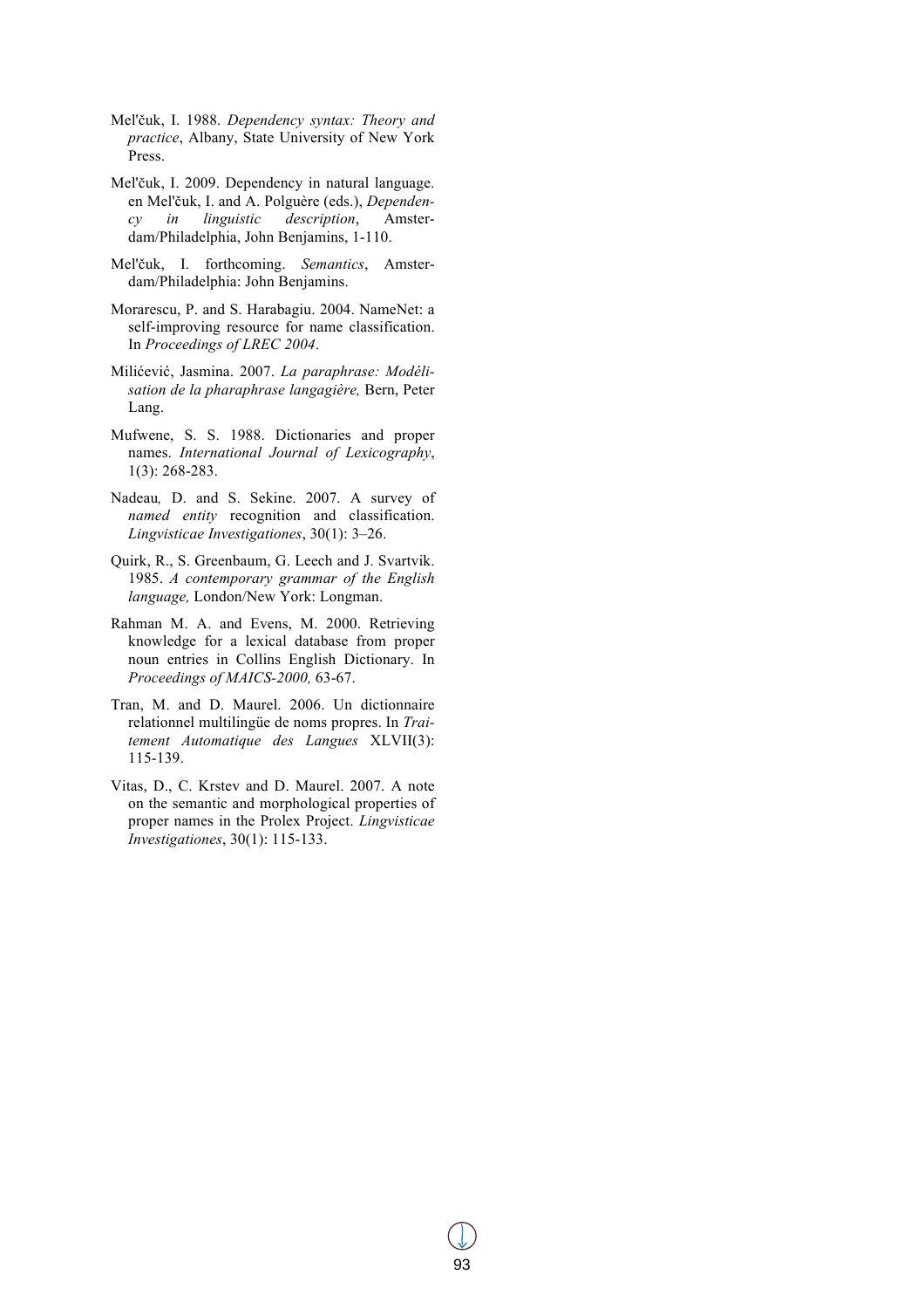Mel'čuk, I. 1988. *Dependency syntax: Theory and practice*, Albany, State University of New York Press.

Mel'čuk, I. 2009. Dependency in natural language. en Mel'čuk, I. and A. Polguère (eds.), *Dependency in linguistic description*, Amsterdam/Philadelphia, John Benjamins, 1-110.

Mel'čuk, I. forthcoming. *Semantics*, Amsterdam/Philadelphia: John Benjamins.

Moraresсu, P. and S. Harabagiu. 2004. NameNet: a self-improving resource for name classification. In *Proceedings of LREC 2004*.

Milićević, Jasmina. 2007. *La paraphrase: Modélisation de la pharaphrase langagière,* Bern, Peter Lang.

Mufwene, S. S. 1988. Dictionaries and proper names. *International Journal of Lexicography*, 1(3): 268-283.

Nadeau*,* D. and S. Sekine. 2007. A survey of *named entity* recognition and classification. *Lingvisticae Investigationes*, 30(1): 3–26.

Quirk, R., S. Greenbaum, G. Leech and J. Svartvik. 1985. *A contemporary grammar of the English language,* London/New York: Longman.

Rahman M. A. and Evens, M. 2000. Retrieving knowledge for a lexical database from proper noun entries in Collins English Dictionary. In *Proceedings of MAICS-2000,* 63-67.

Tran, M. and D. Maurel. 2006. Un dictionnaire relationnel multilingüe de noms propres. In *Traitement Automatique des Langues* XLVII(3): 115-139.

Vitas, D., C. Krstev and D. Maurel. 2007. A note on the semantic and morphological properties of proper names in the Prolex Project. *Lingvisticae Investigationes*, 30(1): 115-133.